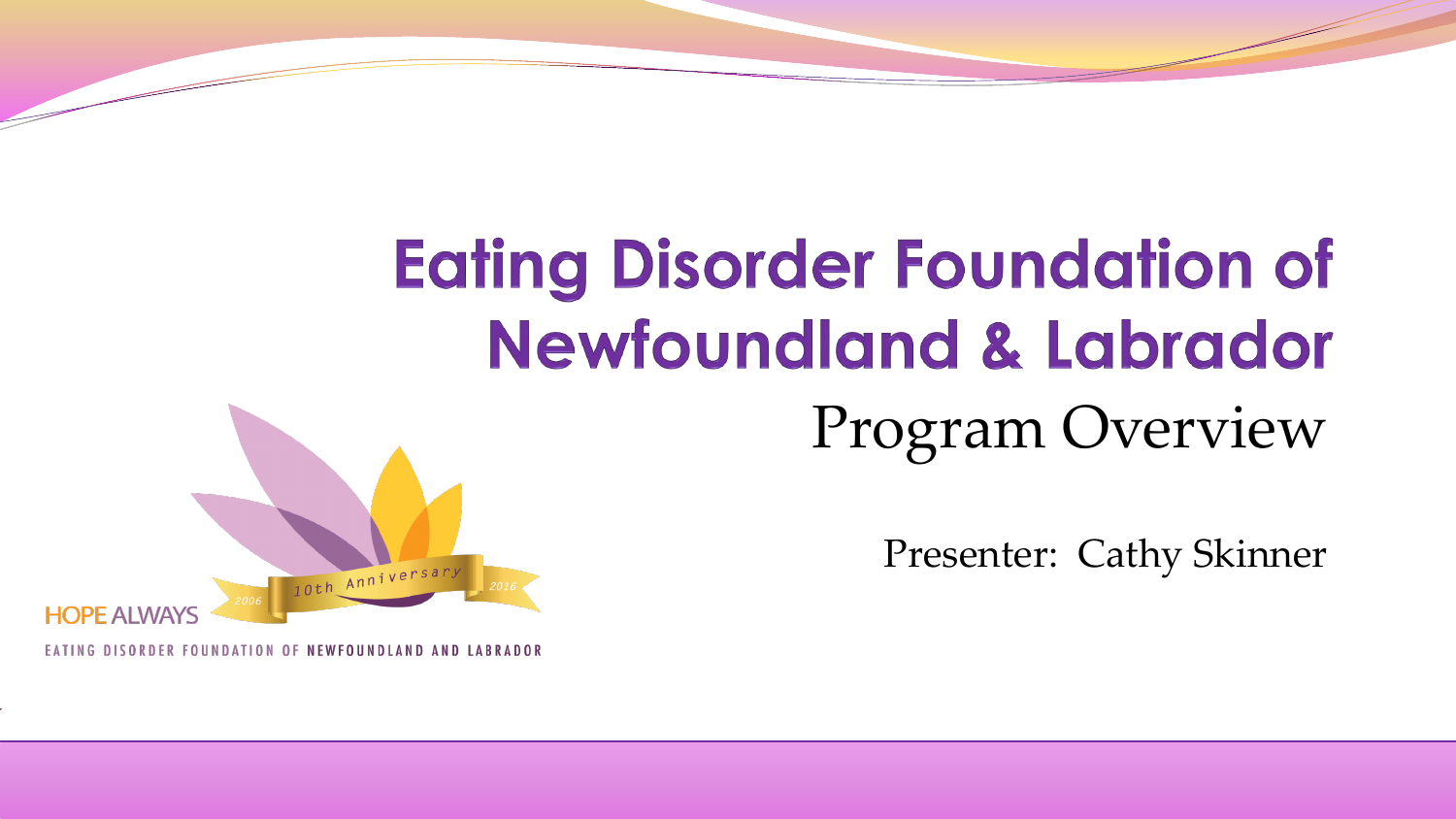# Eating Disorder Foundation of Newfoundland & Labrador

## Program Overview

Presenter: Cathy Skinner

HOPE ALWAYS

2006 10th Anniversary 2016

EATING DISORDER FOUNDATION OF NEWFOUNDLAND AND LABRADOR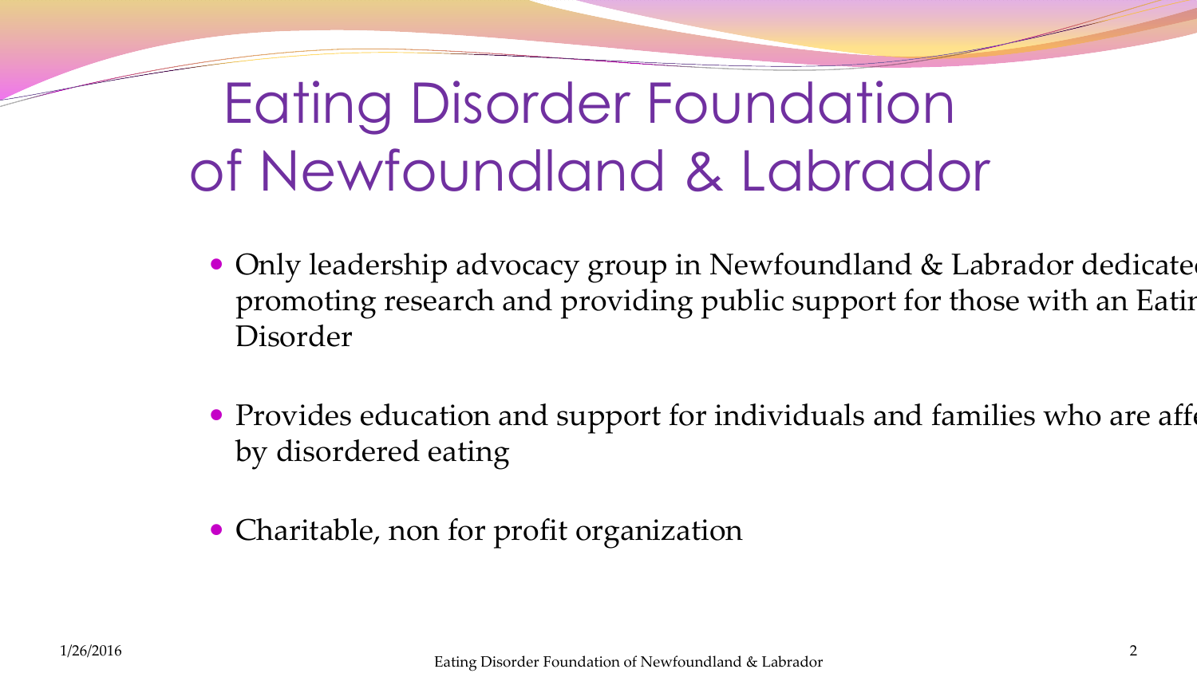# Eating Disorder Foundation of Newfoundland & Labrador

- Only leadership advocacy group in Newfoundland & Labrador dedicated promoting research and providing public support for those with an Eating Disorder
- Provides education and support for individuals and families who are affected by disordered eating
- Charitable, non for profit organization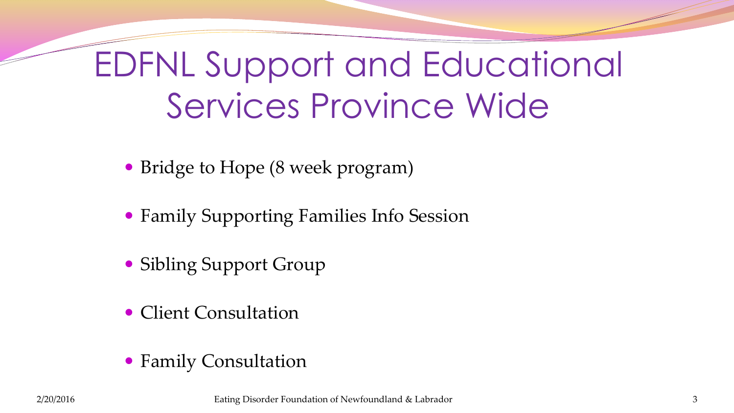# EDFNL Support and Educational Services Province Wide

- Bridge to Hope (8 week program)
- Family Supporting Families Info Session
- Sibling Support Group
- Client Consultation
- Family Consultation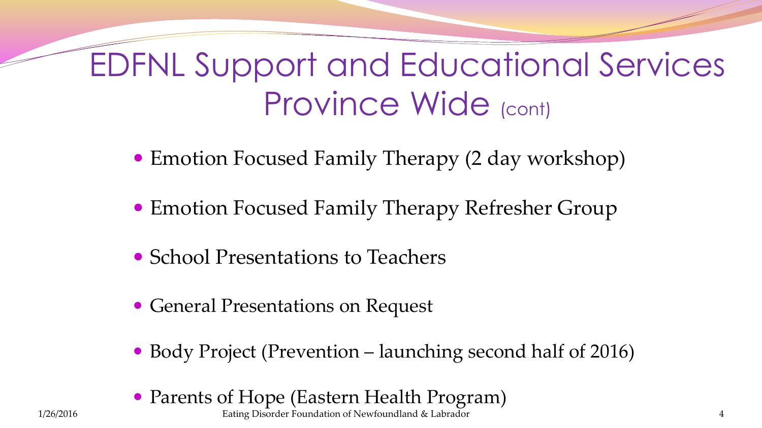# EDFNL Support and Educational Services Province Wide (cont)

- Emotion Focused Family Therapy (2 day workshop)
- Emotion Focused Family Therapy Refresher Group
- School Presentations to Teachers
- General Presentations on Request
- Body Project (Prevention – launching second half of 2016)
- Parents of Hope (Eastern Health Program)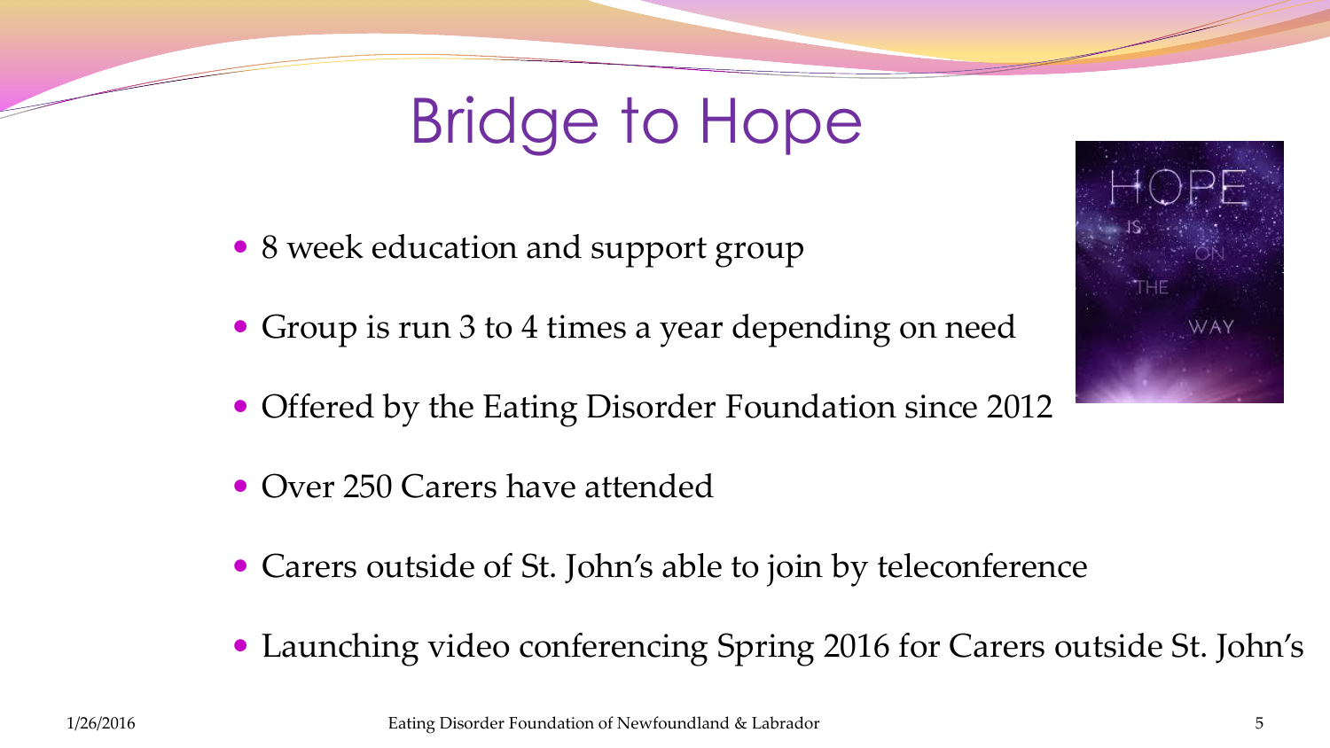# Bridge to Hope

- 8 week education and support group
- Group is run 3 to 4 times a year depending on need
- Offered by the Eating Disorder Foundation since 2012
- Over 250 Carers have attended
- Carers outside of St. John's able to join by teleconference
- Launching video conferencing Spring 2016 for Carers outside St. John's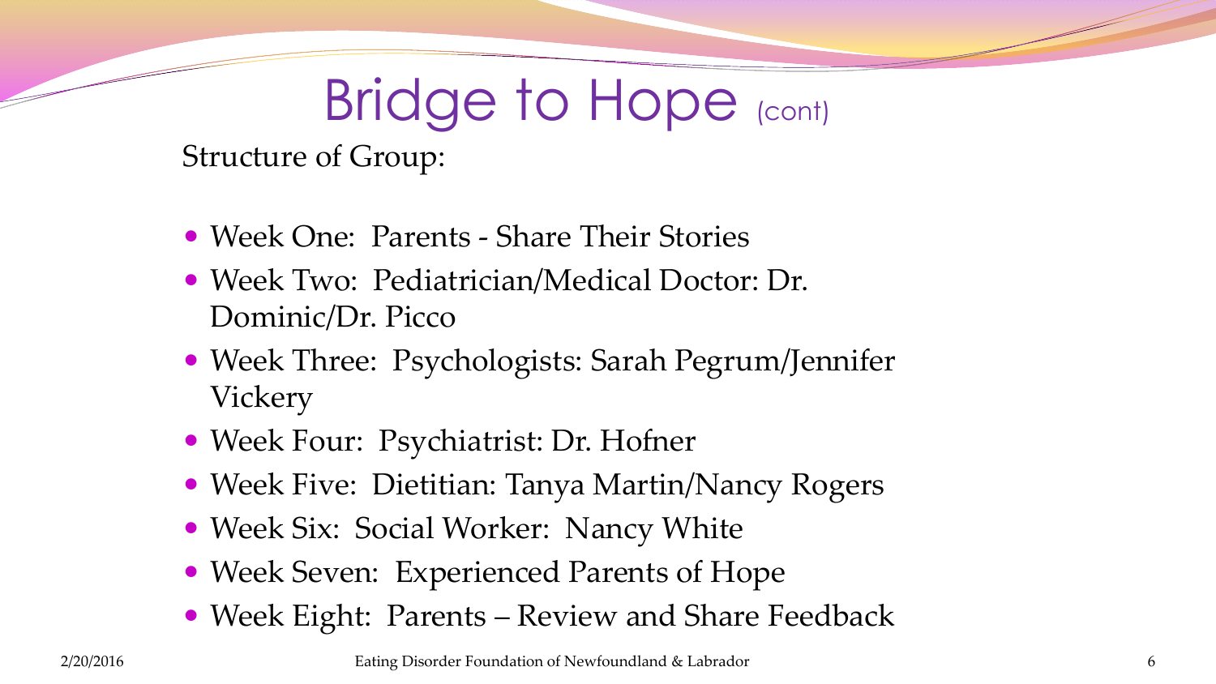# Bridge to Hope (cont)

Structure of Group:

- Week One: Parents - Share Their Stories
- Week Two: Pediatrician/Medical Doctor: Dr. Dominic/Dr. Picco
- Week Three: Psychologists: Sarah Pegrum/Jennifer Vickery
- Week Four: Psychiatrist: Dr. Hofner
- Week Five: Dietitian: Tanya Martin/Nancy Rogers
- Week Six: Social Worker: Nancy White
- Week Seven: Experienced Parents of Hope
- Week Eight: Parents – Review and Share Feedback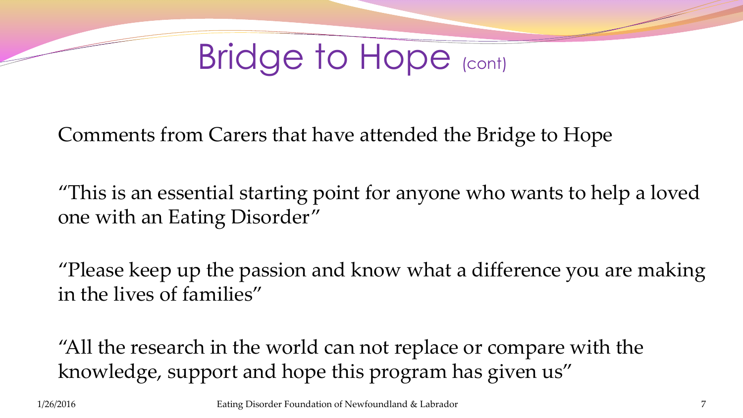# Bridge to Hope (cont)

Comments from Carers that have attended the Bridge to Hope

“This is an essential starting point for anyone who wants to help a loved one with an Eating Disorder”

“Please keep up the passion and know what a difference you are making in the lives of families”

“All the research in the world can not replace or compare with the knowledge, support and hope this program has given us”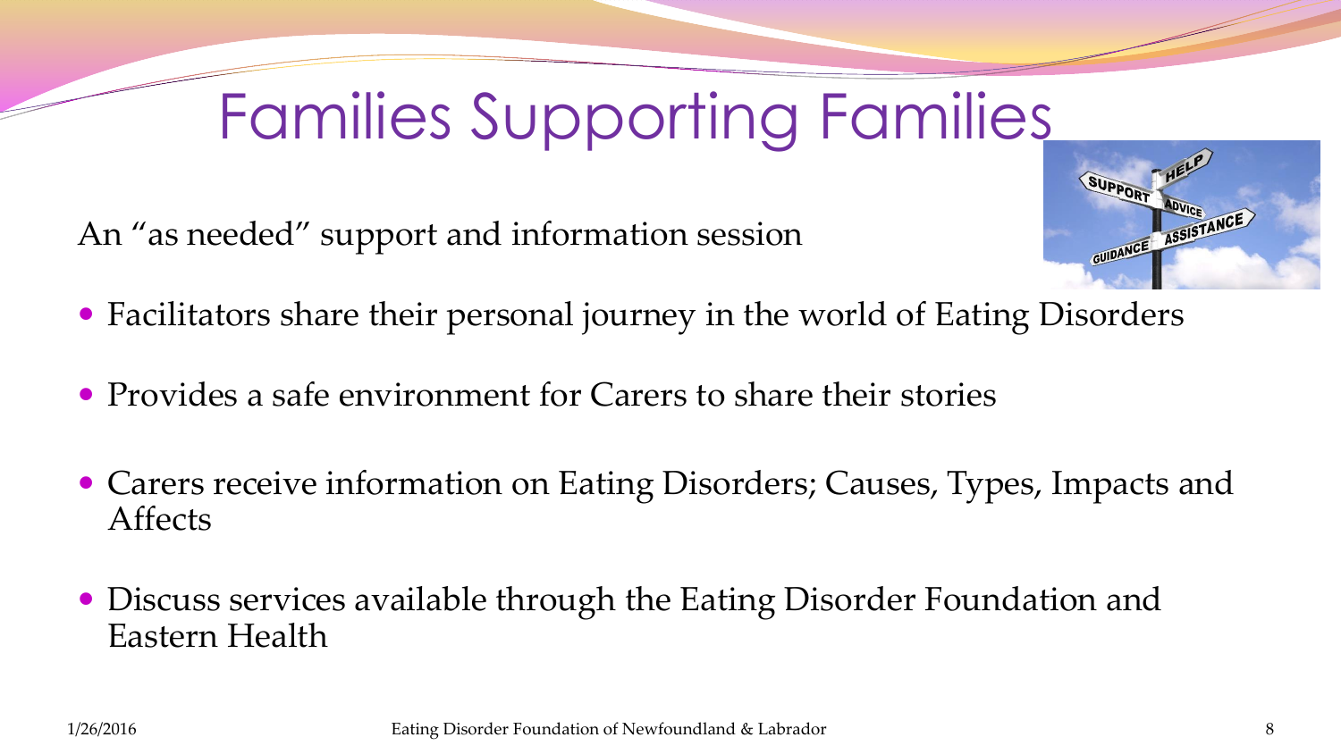# Families Supporting Families

An “as needed” support and information session

- Facilitators share their personal journey in the world of Eating Disorders
- Provides a safe environment for Carers to share their stories
- Carers receive information on Eating Disorders; Causes, Types, Impacts and Affects
- Discuss services available through the Eating Disorder Foundation and Eastern Health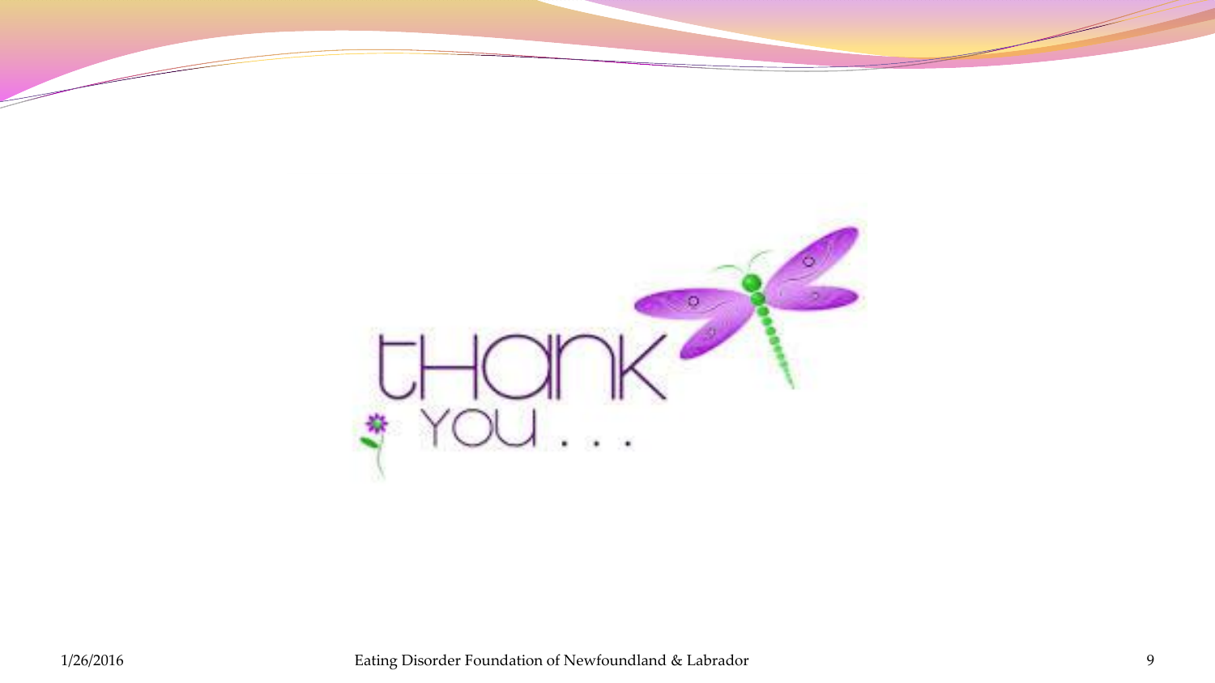tHank

YOU . . .